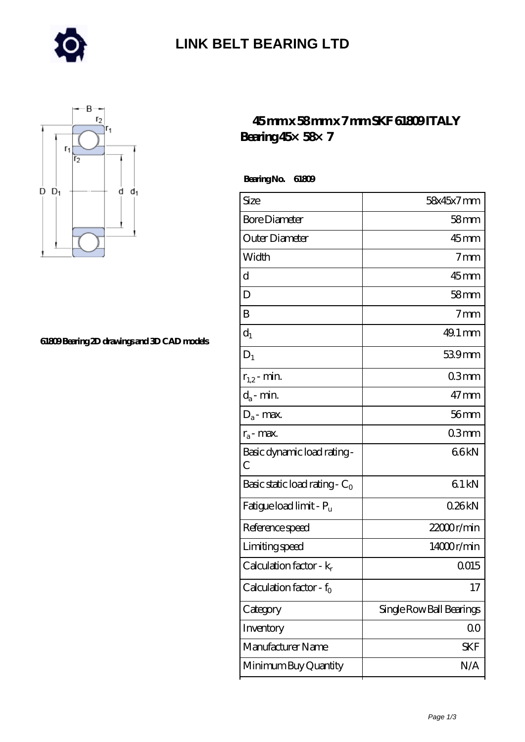# LINK BELT BEARING LTD

61809 Bearing 2D drawings and 3D CAD models

## 45 mm x 58 mm x 7 mm SKF 61809 ITALY Bearing 45× 58× 7

**Bearing No. 61809**

| Size | 58x45x7 mm |
|---|---|
| Bore Diameter | 58 mm |
| Outer Diameter | 45 mm |
| Width | 7 mm |
| d | 45 mm |
| D | 58 mm |
| B | 7 mm |
| $d_1$ | 49.1 mm |
| $D_1$ | 53.9 mm |
| $r_{1,2}$ - min. | 0.3 mm |
| $d_a$ - min. | 47 mm |
| $D_a$ - max. | 56 mm |
| $r_a$ - max. | 0.3 mm |
| Basic dynamic load rating - C | 6.6 kN |
| Basic static load rating - $C_0$ | 6.1 kN |
| Fatigue load limit - $P_u$ | 0.26 kN |
| Reference speed | 22000 r/min |
| Limiting speed | 14000 r/min |
| Calculation factor - $k_r$ | 0.015 |
| Calculation factor - $f_0$ | 17 |
| Category | Single Row Ball Bearings |
| Inventory | 0.0 |
| Manufacturer Name | SKF |
| Minimum Buy Quantity | N/A |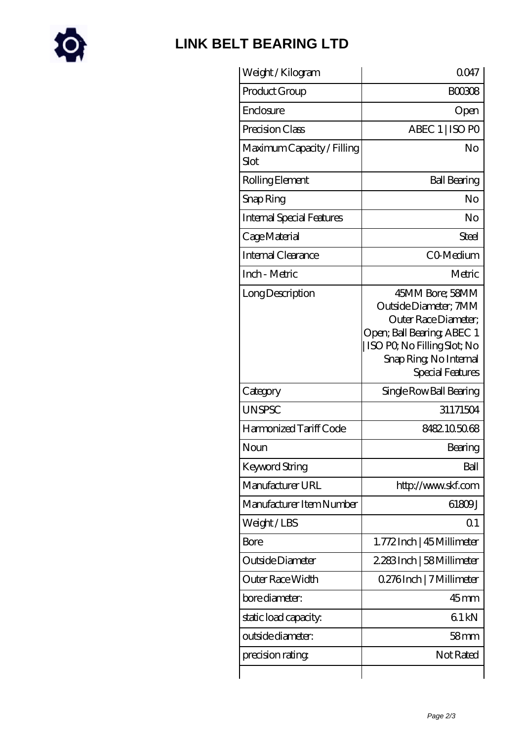# LINK BELT BEARING LTD

| | |
|---|---|
| Weight / Kilogram | 0.047 |
| Product Group | B00308 |
| Enclosure | Open |
| Precision Class | ABEC 1 \| ISO P0 |
| Maximum Capacity / Filling Slot | No |
| Rolling Element | Ball Bearing |
| Snap Ring | No |
| Internal Special Features | No |
| Cage Material | Steel |
| Internal Clearance | C0-Medium |
| Inch - Metric | Metric |
| Long Description | 45MM Bore; 58MM Outside Diameter; 7MM Outer Race Diameter; Open; Ball Bearing; ABEC 1 \| ISO P0; No Filling Slot; No Snap Ring; No Internal Special Features |
| Category | Single Row Ball Bearing |
| UNSPSC | 31171504 |
| Harmonized Tariff Code | 8482.10.50.68 |
| Noun | Bearing |
| Keyword String | Ball |
| Manufacturer URL | http://www.skf.com |
| Manufacturer Item Number | 61809 J |
| Weight / LBS | 0.1 |
| Bore | 1.772 Inch \| 45 Millimeter |
| Outside Diameter | 2.283 Inch \| 58 Millimeter |
| Outer Race Width | 0.276 Inch \| 7 Millimeter |
| bore diameter: | 45 mm |
| static load capacity: | 6.1 kN |
| outside diameter: | 58 mm |
| precision rating: | Not Rated |
| | |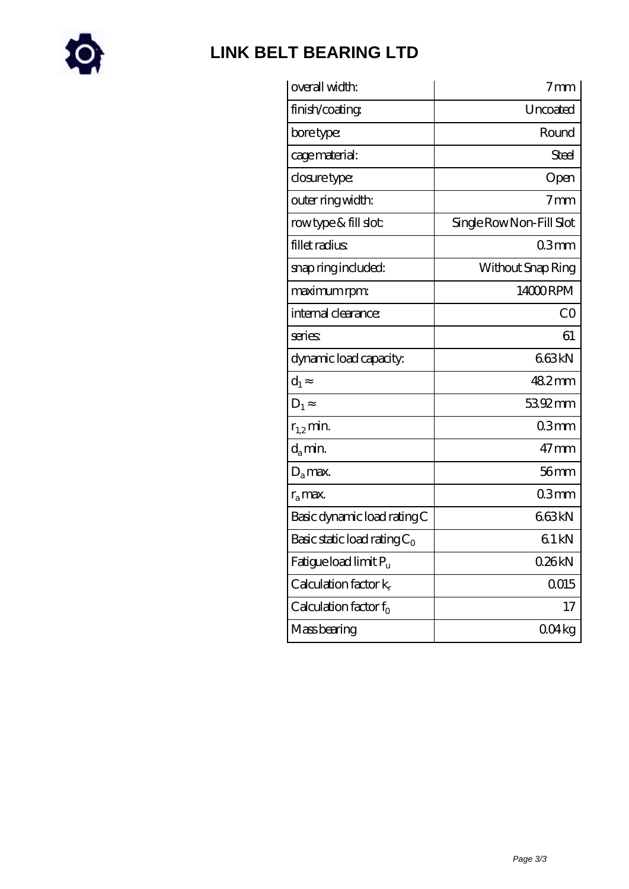# LINK BELT BEARING LTD

| | |
|---|---|
| overall width: | 7 mm |
| finish/coating: | Uncoated |
| bore type: | Round |
| cage material: | Steel |
| closure type: | Open |
| outer ring width: | 7 mm |
| row type & fill slot: | Single Row Non-Fill Slot |
| fillet radius: | 0.3 mm |
| snap ring included: | Without Snap Ring |
| maximum rpm: | 14000 RPM |
| internal clearance: | C0 |
| series: | 61 |
| dynamic load capacity: | 6.63 kN |
| $d_1 \approx$ | 48.2 mm |
| $D_1 \approx$ | 53.92 mm |
| $r_{1,2}$ min. | 0.3 mm |
| $d_a$ min. | 47 mm |
| $D_a$ max. | 56 mm |
| $r_a$ max. | 0.3 mm |
| Basic dynamic load rating C | 6.63 kN |
| Basic static load rating $C_0$ | 6.1 kN |
| Fatigue load limit $P_u$ | 0.26 kN |
| Calculation factor $k_r$ | 0.015 |
| Calculation factor $f_0$ | 17 |
| Mass bearing | 0.04 kg |